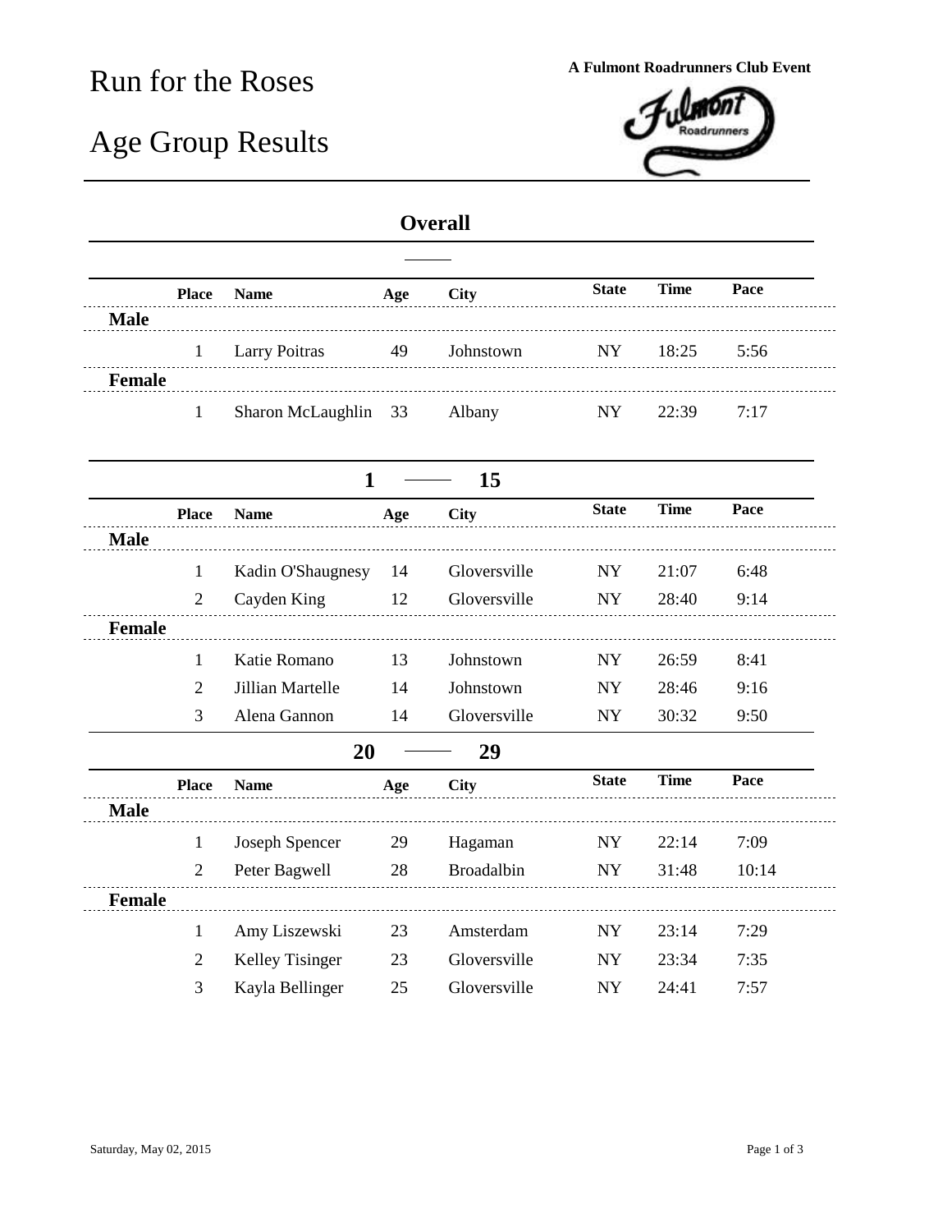# Run for the Roses

# Age Group Results

**A Fulmont Roadrunners Club Event**

## Overall

| Place | Name | Age | City | State | Time | Pace |
|---|---|---|---|---|---|---|
| **Male** | | | | | | |
| 1 | Larry Poitras | 49 | Johnstown | NY | 18:25 | 5:56 |
| **Female** | | | | | | |
| 1 | Sharon McLaughlin | 33 | Albany | NY | 22:39 | 7:17 |

## 1 — 15

| Place | Name | Age | City | State | Time | Pace |
|---|---|---|---|---|---|---|
| **Male** | | | | | | |
| 1 | Kadin O'Shaugnesy | 14 | Gloversville | NY | 21:07 | 6:48 |
| 2 | Cayden King | 12 | Gloversville | NY | 28:40 | 9:14 |
| **Female** | | | | | | |
| 1 | Katie Romano | 13 | Johnstown | NY | 26:59 | 8:41 |
| 2 | Jillian Martelle | 14 | Johnstown | NY | 28:46 | 9:16 |
| 3 | Alena Gannon | 14 | Gloversville | NY | 30:32 | 9:50 |

## 20 — 29

| Place | Name | Age | City | State | Time | Pace |
|---|---|---|---|---|---|---|
| **Male** | | | | | | |
| 1 | Joseph Spencer | 29 | Hagaman | NY | 22:14 | 7:09 |
| 2 | Peter Bagwell | 28 | Broadalbin | NY | 31:48 | 10:14 |
| **Female** | | | | | | |
| 1 | Amy Liszewski | 23 | Amsterdam | NY | 23:14 | 7:29 |
| 2 | Kelley Tisinger | 23 | Gloversville | NY | 23:34 | 7:35 |
| 3 | Kayla Bellinger | 25 | Gloversville | NY | 24:41 | 7:57 |

Saturday, May 02, 2015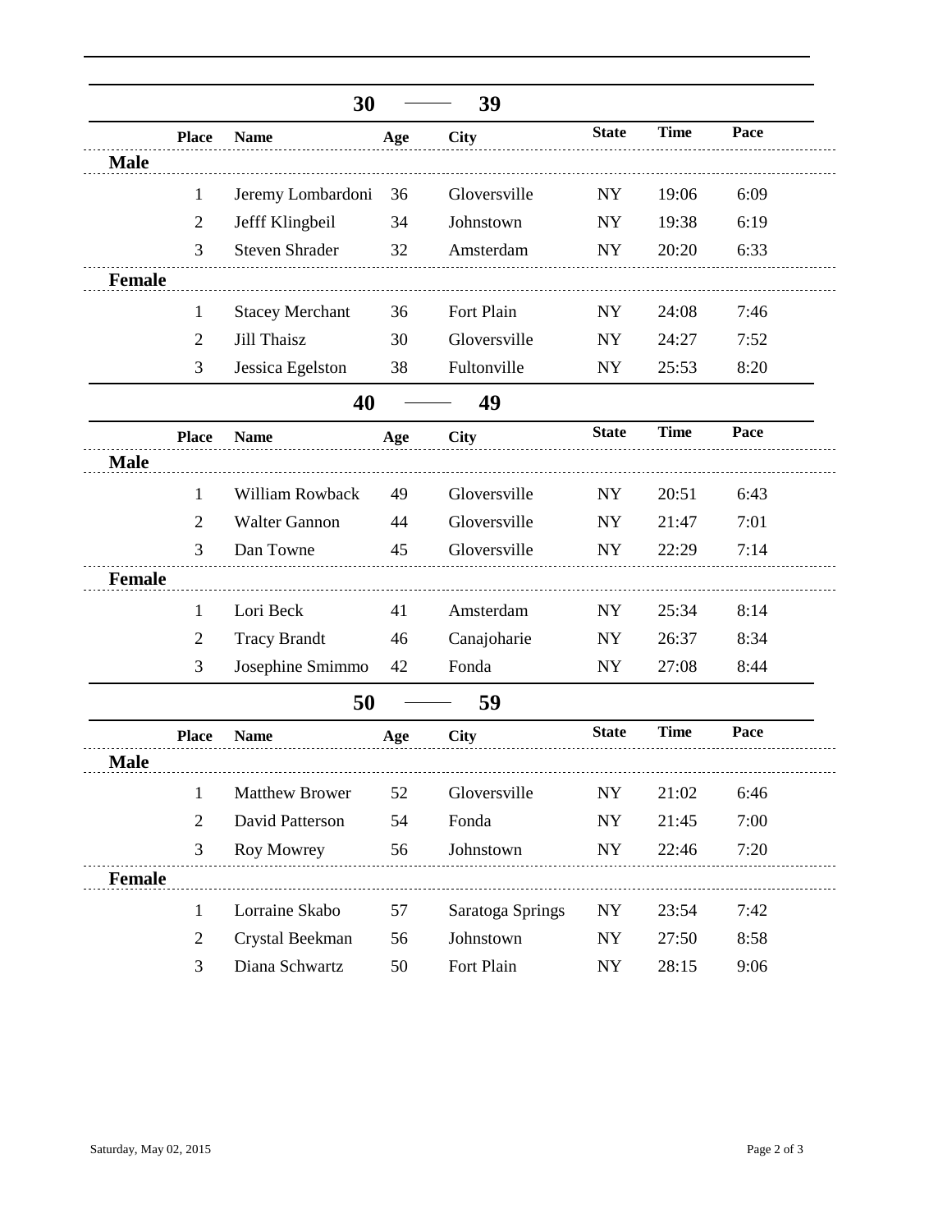## 30 — 39

| Place | Name | Age | City | State | Time | Pace |
|---|---|---|---|---|---|---|
| **Male** | | | | | | |
| 1 | Jeremy Lombardoni | 36 | Gloversville | NY | 19:06 | 6:09 |
| 2 | Jefff Klingbeil | 34 | Johnstown | NY | 19:38 | 6:19 |
| 3 | Steven Shrader | 32 | Amsterdam | NY | 20:20 | 6:33 |
| **Female** | | | | | | |
| 1 | Stacey Merchant | 36 | Fort Plain | NY | 24:08 | 7:46 |
| 2 | Jill Thaisz | 30 | Gloversville | NY | 24:27 | 7:52 |
| 3 | Jessica Egelston | 38 | Fultonville | NY | 25:53 | 8:20 |

## 40 — 49

| Place | Name | Age | City | State | Time | Pace |
|---|---|---|---|---|---|---|
| **Male** | | | | | | |
| 1 | William Rowback | 49 | Gloversville | NY | 20:51 | 6:43 |
| 2 | Walter Gannon | 44 | Gloversville | NY | 21:47 | 7:01 |
| 3 | Dan Towne | 45 | Gloversville | NY | 22:29 | 7:14 |
| **Female** | | | | | | |
| 1 | Lori Beck | 41 | Amsterdam | NY | 25:34 | 8:14 |
| 2 | Tracy Brandt | 46 | Canajoharie | NY | 26:37 | 8:34 |
| 3 | Josephine Smimmo | 42 | Fonda | NY | 27:08 | 8:44 |

## 50 — 59

| Place | Name | Age | City | State | Time | Pace |
|---|---|---|---|---|---|---|
| **Male** | | | | | | |
| 1 | Matthew Brower | 52 | Gloversville | NY | 21:02 | 6:46 |
| 2 | David Patterson | 54 | Fonda | NY | 21:45 | 7:00 |
| 3 | Roy Mowrey | 56 | Johnstown | NY | 22:46 | 7:20 |
| **Female** | | | | | | |
| 1 | Lorraine Skabo | 57 | Saratoga Springs | NY | 23:54 | 7:42 |
| 2 | Crystal Beekman | 56 | Johnstown | NY | 27:50 | 8:58 |
| 3 | Diana Schwartz | 50 | Fort Plain | NY | 28:15 | 9:06 |

Saturday, May 02, 2015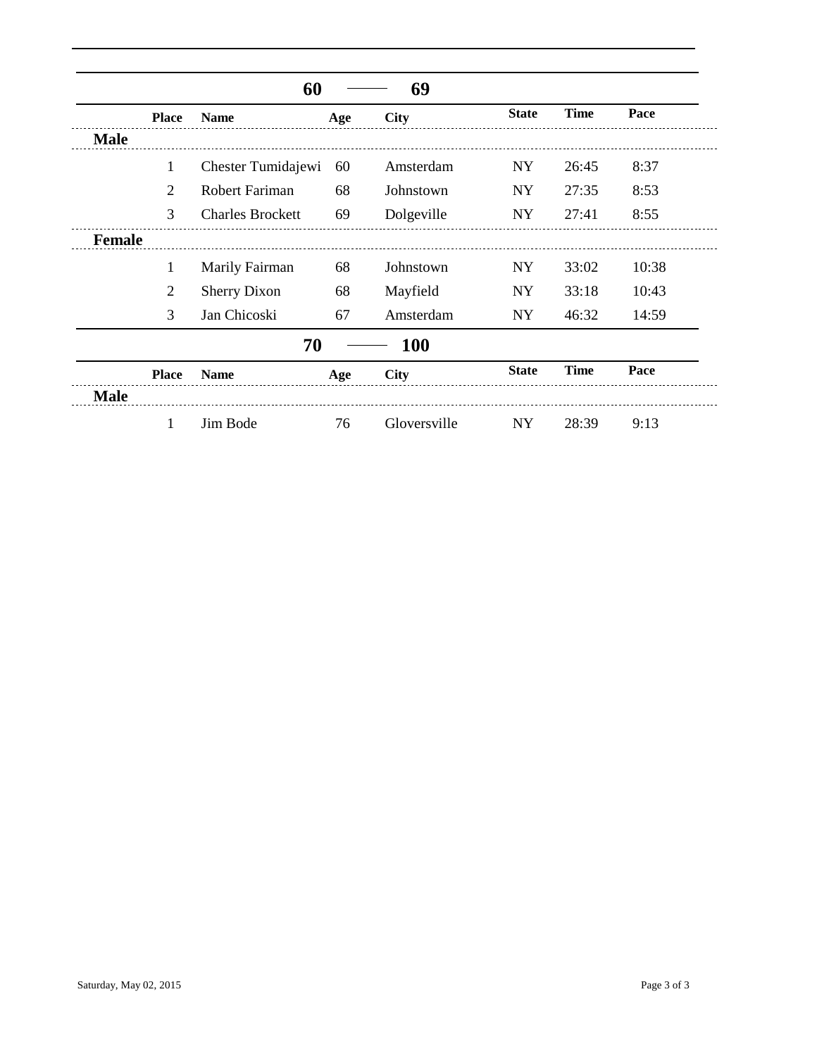## 60 — 69

| | Place | Name | Age | City | State | Time | Pace |
|---|---|---|---|---|---|---|---|
| **Male** | | | | | | | |
| | 1 | Chester Tumidajewi | 60 | Amsterdam | NY | 26:45 | 8:37 |
| | 2 | Robert Fariman | 68 | Johnstown | NY | 27:35 | 8:53 |
| | 3 | Charles Brockett | 69 | Dolgeville | NY | 27:41 | 8:55 |
| **Female** | | | | | | | |
| | 1 | Marily Fairman | 68 | Johnstown | NY | 33:02 | 10:38 |
| | 2 | Sherry Dixon | 68 | Mayfield | NY | 33:18 | 10:43 |
| | 3 | Jan Chicoski | 67 | Amsterdam | NY | 46:32 | 14:59 |

## 70 — 100

| | Place | Name | Age | City | State | Time | Pace |
|---|---|---|---|---|---|---|---|
| **Male** | | | | | | | |
| | 1 | Jim Bode | 76 | Gloversville | NY | 28:39 | 9:13 |

Saturday, May 02, 2015